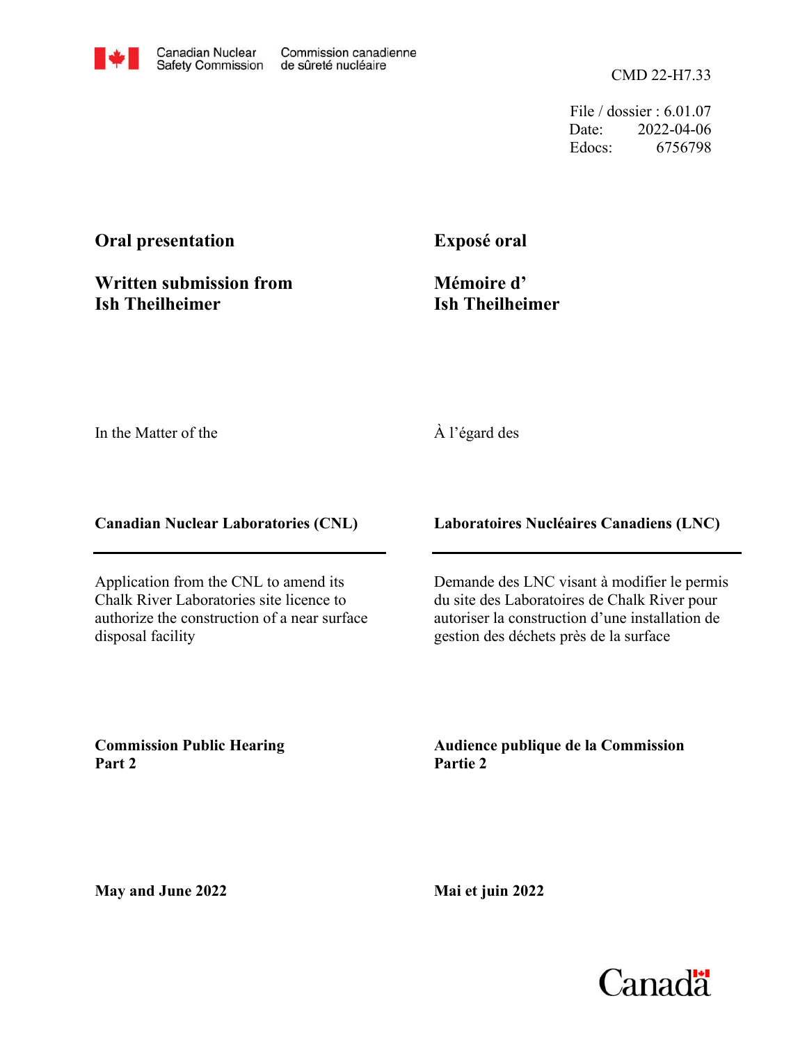Canadian Nuclear Safety Commission | Commission canadienne de sûreté nucléaire

CMD 22-H7.33

File / dossier : 6.01.07
Date: 2022-04-06
Edocs: 6756798

**Oral presentation**

**Written submission from Ish Theilheimer**

**Exposé oral**

**Mémoire d' Ish Theilheimer**

In the Matter of the

À l'égard des

**Canadian Nuclear Laboratories (CNL)**

**Laboratoires Nucléaires Canadiens (LNC)**

Application from the CNL to amend its Chalk River Laboratories site licence to authorize the construction of a near surface disposal facility

Demande des LNC visant à modifier le permis du site des Laboratoires de Chalk River pour autoriser la construction d'une installation de gestion des déchets près de la surface

**Commission Public Hearing Part 2**

**Audience publique de la Commission Partie 2**

**May and June 2022**

**Mai et juin 2022**

Canada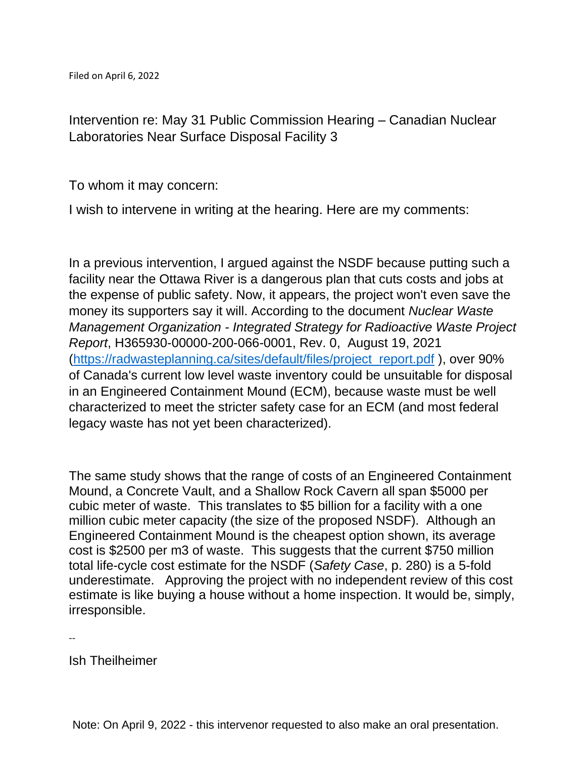Filed on April 6, 2022

Intervention re: May 31 Public Commission Hearing – Canadian Nuclear Laboratories Near Surface Disposal Facility 3

To whom it may concern:

I wish to intervene in writing at the hearing. Here are my comments:

In a previous intervention, I argued against the NSDF because putting such a facility near the Ottawa River is a dangerous plan that cuts costs and jobs at the expense of public safety. Now, it appears, the project won't even save the money its supporters say it will. According to the document *Nuclear Waste Management Organization - Integrated Strategy for Radioactive Waste Project Report*, H365930-00000-200-066-0001, Rev. 0, August 19, 2021 ([https://radwasteplanning.ca/sites/default/files/project_report.pdf](https://radwasteplanning.ca/sites/default/files/project_report.pdf) ), over 90% of Canada's current low level waste inventory could be unsuitable for disposal in an Engineered Containment Mound (ECM), because waste must be well characterized to meet the stricter safety case for an ECM (and most federal legacy waste has not yet been characterized).

The same study shows that the range of costs of an Engineered Containment Mound, a Concrete Vault, and a Shallow Rock Cavern all span $5000 per cubic meter of waste. This translates to $5 billion for a facility with a one million cubic meter capacity (the size of the proposed NSDF). Although an Engineered Containment Mound is the cheapest option shown, its average cost is $2500 per m3 of waste. This suggests that the current $750 million total life-cycle cost estimate for the NSDF (*Safety Case*, p. 280) is a 5-fold underestimate. Approving the project with no independent review of this cost estimate is like buying a house without a home inspection. It would be, simply, irresponsible.

--

Ish Theilheimer

Note: On April 9, 2022 - this intervenor requested to also make an oral presentation.